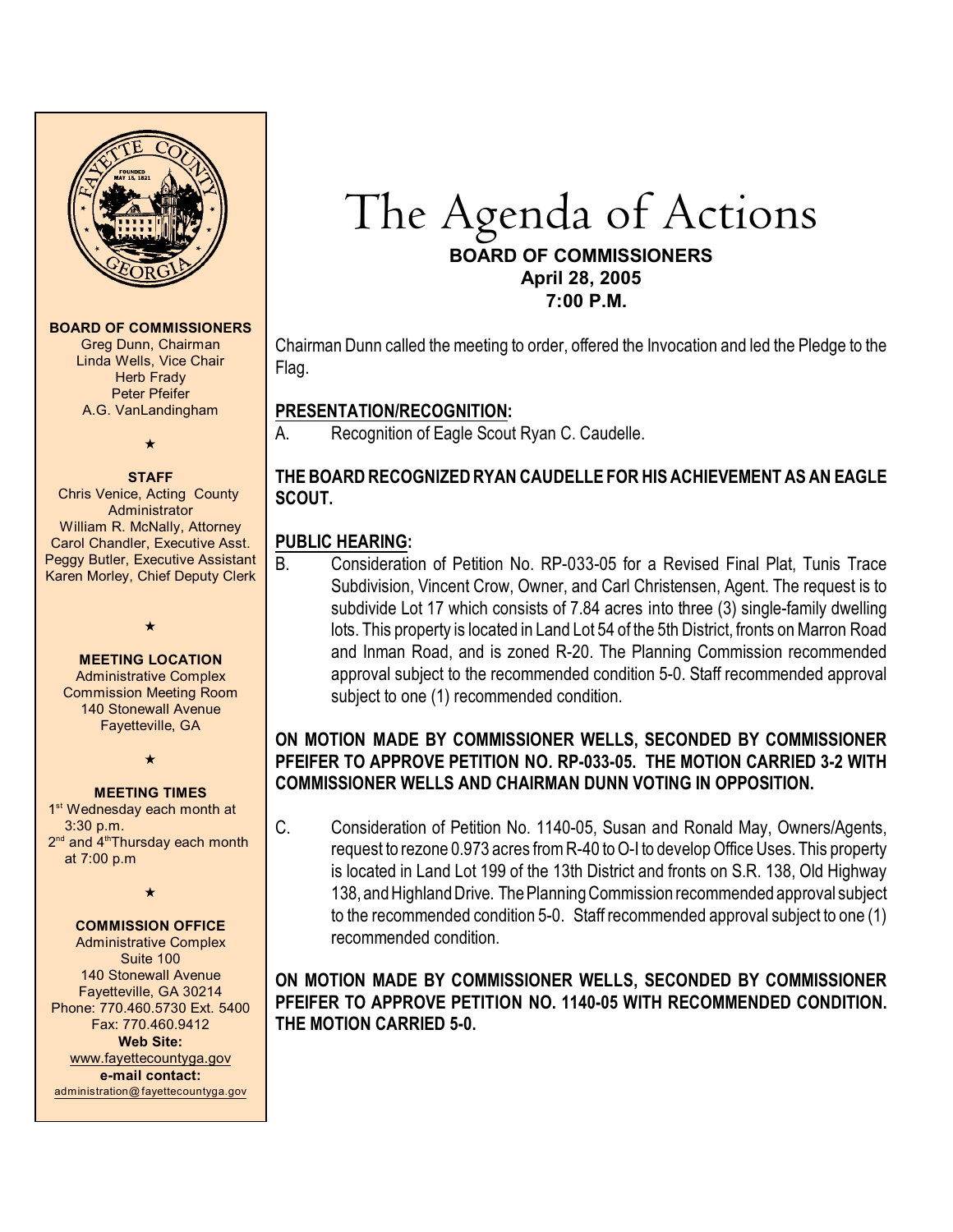# The Agenda of Actions

**BOARD OF COMMISSIONERS**
**April 28, 2005**
**7:00 P.M.**

**BOARD OF COMMISSIONERS**
Greg Dunn, Chairman
Linda Wells, Vice Chair
Herb Frady
Peter Pfeifer
A.G. VanLandingham

★

**STAFF**
Chris Venice, Acting County Administrator
William R. McNally, Attorney
Carol Chandler, Executive Asst.
Peggy Butler, Executive Assistant
Karen Morley, Chief Deputy Clerk

★

**MEETING LOCATION**
Administrative Complex
Commission Meeting Room
140 Stonewall Avenue
Fayetteville, GA

★

**MEETING TIMES**
1st Wednesday each month at 3:30 p.m.
2nd and 4th Thursday each month at 7:00 p.m

★

**COMMISSION OFFICE**
Administrative Complex
Suite 100
140 Stonewall Avenue
Fayetteville, GA 30214
Phone: 770.460.5730 Ext. 5400
Fax: 770.460.9412
**Web Site:**
www.fayettecountyga.gov
**e-mail contact:**
administration@fayettecountyga.gov

Chairman Dunn called the meeting to order, offered the Invocation and led the Pledge to the Flag.

**PRESENTATION/RECOGNITION:**

A. Recognition of Eagle Scout Ryan C. Caudelle.

**THE BOARD RECOGNIZED RYAN CAUDELLE FOR HIS ACHIEVEMENT AS AN EAGLE SCOUT.**

**PUBLIC HEARING:**

B. Consideration of Petition No. RP-033-05 for a Revised Final Plat, Tunis Trace Subdivision, Vincent Crow, Owner, and Carl Christensen, Agent. The request is to subdivide Lot 17 which consists of 7.84 acres into three (3) single-family dwelling lots. This property is located in Land Lot 54 of the 5th District, fronts on Marron Road and Inman Road, and is zoned R-20. The Planning Commission recommended approval subject to the recommended condition 5-0. Staff recommended approval subject to one (1) recommended condition.

**ON MOTION MADE BY COMMISSIONER WELLS, SECONDED BY COMMISSIONER PFEIFER TO APPROVE PETITION NO. RP-033-05. THE MOTION CARRIED 3-2 WITH COMMISSIONER WELLS AND CHAIRMAN DUNN VOTING IN OPPOSITION.**

C. Consideration of Petition No. 1140-05, Susan and Ronald May, Owners/Agents, request to rezone 0.973 acres from R-40 to O-I to develop Office Uses. This property is located in Land Lot 199 of the 13th District and fronts on S.R. 138, Old Highway 138, and Highland Drive. The Planning Commission recommended approval subject to the recommended condition 5-0. Staff recommended approval subject to one (1) recommended condition.

**ON MOTION MADE BY COMMISSIONER WELLS, SECONDED BY COMMISSIONER PFEIFER TO APPROVE PETITION NO. 1140-05 WITH RECOMMENDED CONDITION. THE MOTION CARRIED 5-0.**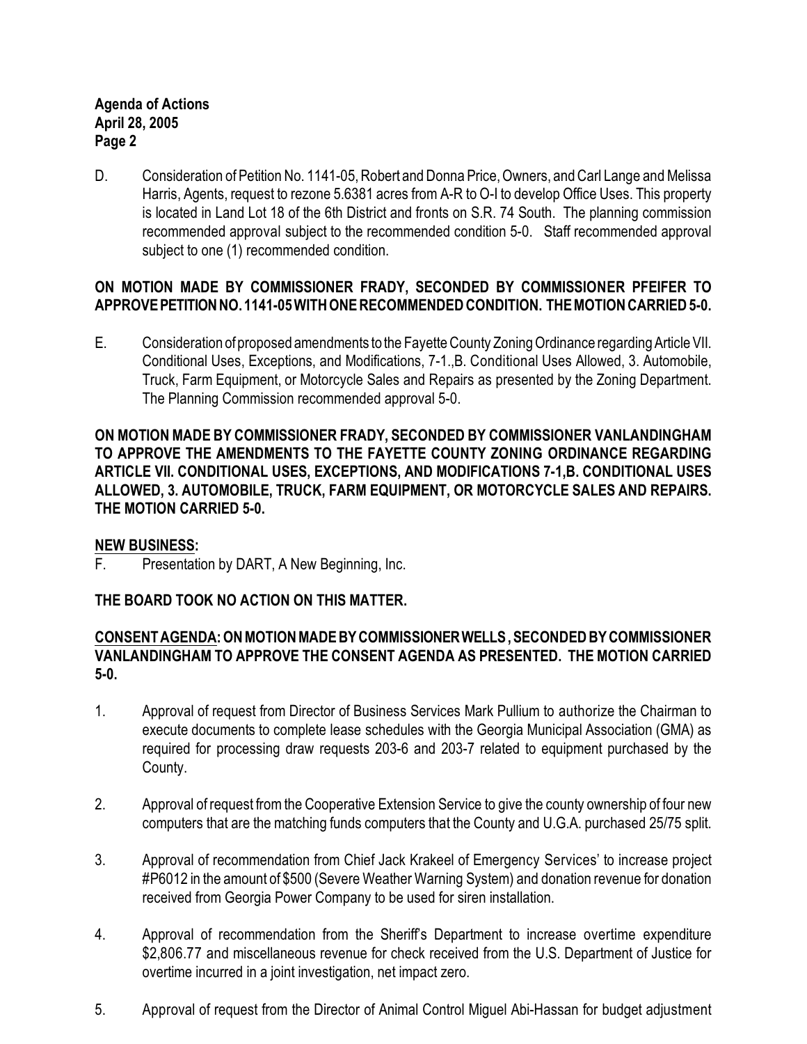D. Consideration of Petition No. 1141-05, Robert and Donna Price, Owners, and Carl Lange and Melissa Harris, Agents, request to rezone 5.6381 acres from A-R to O-I to develop Office Uses. This property is located in Land Lot 18 of the 6th District and fronts on S.R. 74 South. The planning commission recommended approval subject to the recommended condition 5-0. Staff recommended approval subject to one (1) recommended condition.

**ON MOTION MADE BY COMMISSIONER FRADY, SECONDED BY COMMISSIONER PFEIFER TO APPROVE PETITION NO. 1141-05 WITH ONE RECOMMENDED CONDITION. THE MOTION CARRIED 5-0.**

E. Consideration of proposed amendments to the Fayette County Zoning Ordinance regarding Article VII. Conditional Uses, Exceptions, and Modifications, 7-1.,B. Conditional Uses Allowed, 3. Automobile, Truck, Farm Equipment, or Motorcycle Sales and Repairs as presented by the Zoning Department. The Planning Commission recommended approval 5-0.

**ON MOTION MADE BY COMMISSIONER FRADY, SECONDED BY COMMISSIONER VANLANDINGHAM TO APPROVE THE AMENDMENTS TO THE FAYETTE COUNTY ZONING ORDINANCE REGARDING ARTICLE VII. CONDITIONAL USES, EXCEPTIONS, AND MODIFICATIONS 7-1,B. CONDITIONAL USES ALLOWED, 3. AUTOMOBILE, TRUCK, FARM EQUIPMENT, OR MOTORCYCLE SALES AND REPAIRS. THE MOTION CARRIED 5-0.**

**NEW BUSINESS:**

F. Presentation by DART, A New Beginning, Inc.

**THE BOARD TOOK NO ACTION ON THIS MATTER.**

**CONSENT AGENDA: ON MOTION MADE BY COMMISSIONER WELLS, SECONDED BY COMMISSIONER VANLANDINGHAM TO APPROVE THE CONSENT AGENDA AS PRESENTED. THE MOTION CARRIED 5-0.**

1. Approval of request from Director of Business Services Mark Pullium to authorize the Chairman to execute documents to complete lease schedules with the Georgia Municipal Association (GMA) as required for processing draw requests 203-6 and 203-7 related to equipment purchased by the County.

2. Approval of request from the Cooperative Extension Service to give the county ownership of four new computers that are the matching funds computers that the County and U.G.A. purchased 25/75 split.

3. Approval of recommendation from Chief Jack Krakeel of Emergency Services' to increase project #P6012 in the amount of $500 (Severe Weather Warning System) and donation revenue for donation received from Georgia Power Company to be used for siren installation.

4. Approval of recommendation from the Sheriff's Department to increase overtime expenditure $2,806.77 and miscellaneous revenue for check received from the U.S. Department of Justice for overtime incurred in a joint investigation, net impact zero.

5. Approval of request from the Director of Animal Control Miguel Abi-Hassan for budget adjustment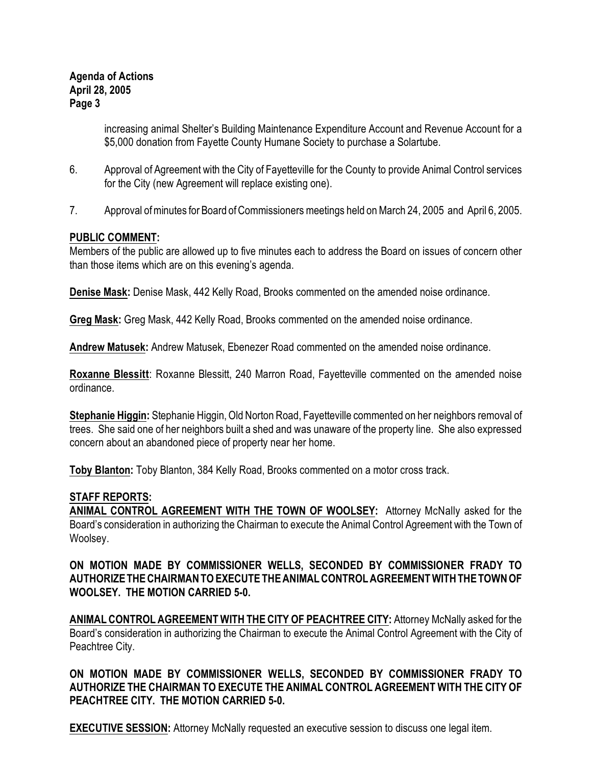increasing animal Shelter's Building Maintenance Expenditure Account and Revenue Account for a $5,000 donation from Fayette County Humane Society to purchase a Solartube.

6. Approval of Agreement with the City of Fayetteville for the County to provide Animal Control services for the City (new Agreement will replace existing one).

7. Approval of minutes for Board of Commissioners meetings held on March 24, 2005 and April 6, 2005.

**PUBLIC COMMENT:**

Members of the public are allowed up to five minutes each to address the Board on issues of concern other than those items which are on this evening's agenda.

**Denise Mask:** Denise Mask, 442 Kelly Road, Brooks commented on the amended noise ordinance.

**Greg Mask:** Greg Mask, 442 Kelly Road, Brooks commented on the amended noise ordinance.

**Andrew Matusek:** Andrew Matusek, Ebenezer Road commented on the amended noise ordinance.

**Roxanne Blessitt**: Roxanne Blessitt, 240 Marron Road, Fayetteville commented on the amended noise ordinance.

**Stephanie Higgin:** Stephanie Higgin, Old Norton Road, Fayetteville commented on her neighbors removal of trees. She said one of her neighbors built a shed and was unaware of the property line. She also expressed concern about an abandoned piece of property near her home.

**Toby Blanton:** Toby Blanton, 384 Kelly Road, Brooks commented on a motor cross track.

**STAFF REPORTS:**

**ANIMAL CONTROL AGREEMENT WITH THE TOWN OF WOOLSEY:** Attorney McNally asked for the Board's consideration in authorizing the Chairman to execute the Animal Control Agreement with the Town of Woolsey.

**ON MOTION MADE BY COMMISSIONER WELLS, SECONDED BY COMMISSIONER FRADY TO AUTHORIZE THE CHAIRMAN TO EXECUTE THE ANIMAL CONTROL AGREEMENT WITH THE TOWN OF WOOLSEY. THE MOTION CARRIED 5-0.**

**ANIMAL CONTROL AGREEMENT WITH THE CITY OF PEACHTREE CITY:** Attorney McNally asked for the Board's consideration in authorizing the Chairman to execute the Animal Control Agreement with the City of Peachtree City.

**ON MOTION MADE BY COMMISSIONER WELLS, SECONDED BY COMMISSIONER FRADY TO AUTHORIZE THE CHAIRMAN TO EXECUTE THE ANIMAL CONTROL AGREEMENT WITH THE CITY OF PEACHTREE CITY. THE MOTION CARRIED 5-0.**

**EXECUTIVE SESSION:** Attorney McNally requested an executive session to discuss one legal item.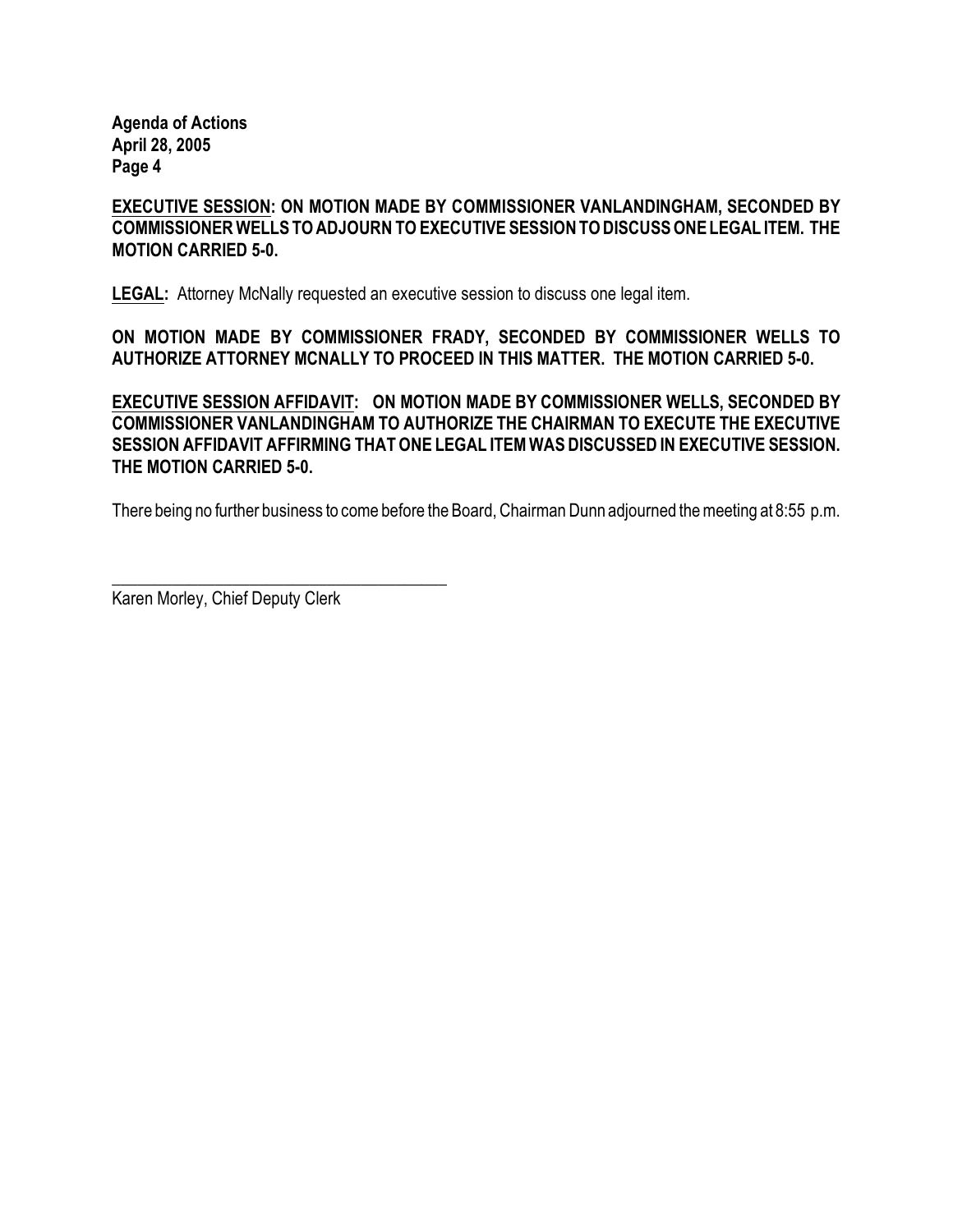**EXECUTIVE SESSION: ON MOTION MADE BY COMMISSIONER VANLANDINGHAM, SECONDED BY COMMISSIONER WELLS TO ADJOURN TO EXECUTIVE SESSION TO DISCUSS ONE LEGAL ITEM. THE MOTION CARRIED 5-0.**

**LEGAL:** Attorney McNally requested an executive session to discuss one legal item.

**ON MOTION MADE BY COMMISSIONER FRADY, SECONDED BY COMMISSIONER WELLS TO AUTHORIZE ATTORNEY MCNALLY TO PROCEED IN THIS MATTER. THE MOTION CARRIED 5-0.**

**EXECUTIVE SESSION AFFIDAVIT: ON MOTION MADE BY COMMISSIONER WELLS, SECONDED BY COMMISSIONER VANLANDINGHAM TO AUTHORIZE THE CHAIRMAN TO EXECUTE THE EXECUTIVE SESSION AFFIDAVIT AFFIRMING THAT ONE LEGAL ITEM WAS DISCUSSED IN EXECUTIVE SESSION. THE MOTION CARRIED 5-0.**

There being no further business to come before the Board, Chairman Dunn adjourned the meeting at 8:55 p.m.

\_\_\_\_\_\_\_\_\_\_\_\_\_\_\_\_\_\_\_\_\_\_\_\_\_\_\_\_\_\_\_\_\_\_\_\_

Karen Morley, Chief Deputy Clerk